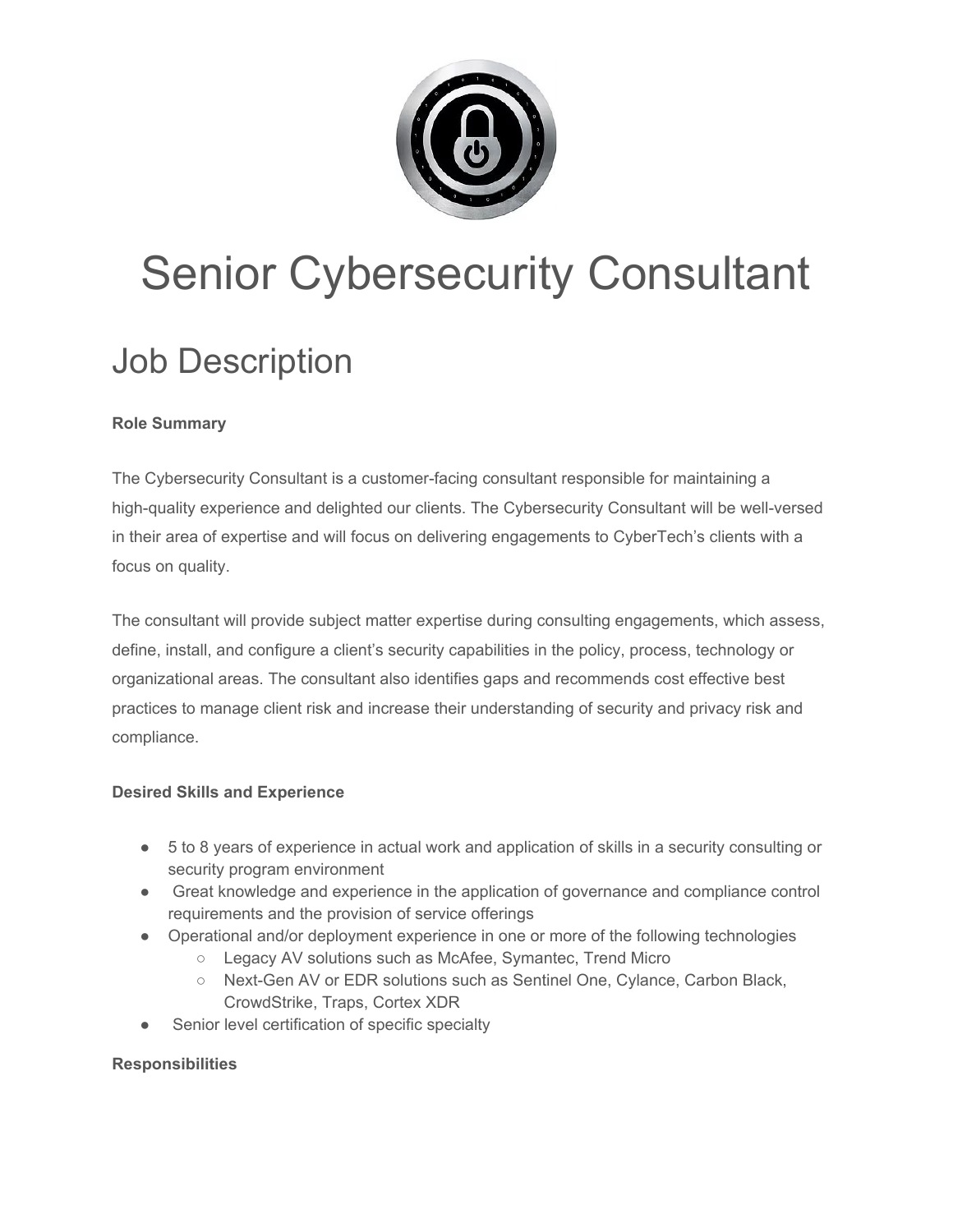# Senior Cybersecurity Consultant

## Job Description

**Role Summary**

The Cybersecurity Consultant is a customer-facing consultant responsible for maintaining a high-quality experience and delighted our clients. The Cybersecurity Consultant will be well-versed in their area of expertise and will focus on delivering engagements to CyberTech's clients with a focus on quality.

The consultant will provide subject matter expertise during consulting engagements, which assess, define, install, and configure a client's security capabilities in the policy, process, technology or organizational areas. The consultant also identifies gaps and recommends cost effective best practices to manage client risk and increase their understanding of security and privacy risk and compliance.

**Desired Skills and Experience**

- 5 to 8 years of experience in actual work and application of skills in a security consulting or security program environment
- Great knowledge and experience in the application of governance and compliance control requirements and the provision of service offerings
- Operational and/or deployment experience in one or more of the following technologies
    - Legacy AV solutions such as McAfee, Symantec, Trend Micro
    - Next-Gen AV or EDR solutions such as Sentinel One, Cylance, Carbon Black, CrowdStrike, Traps, Cortex XDR
- Senior level certification of specific specialty

**Responsibilities**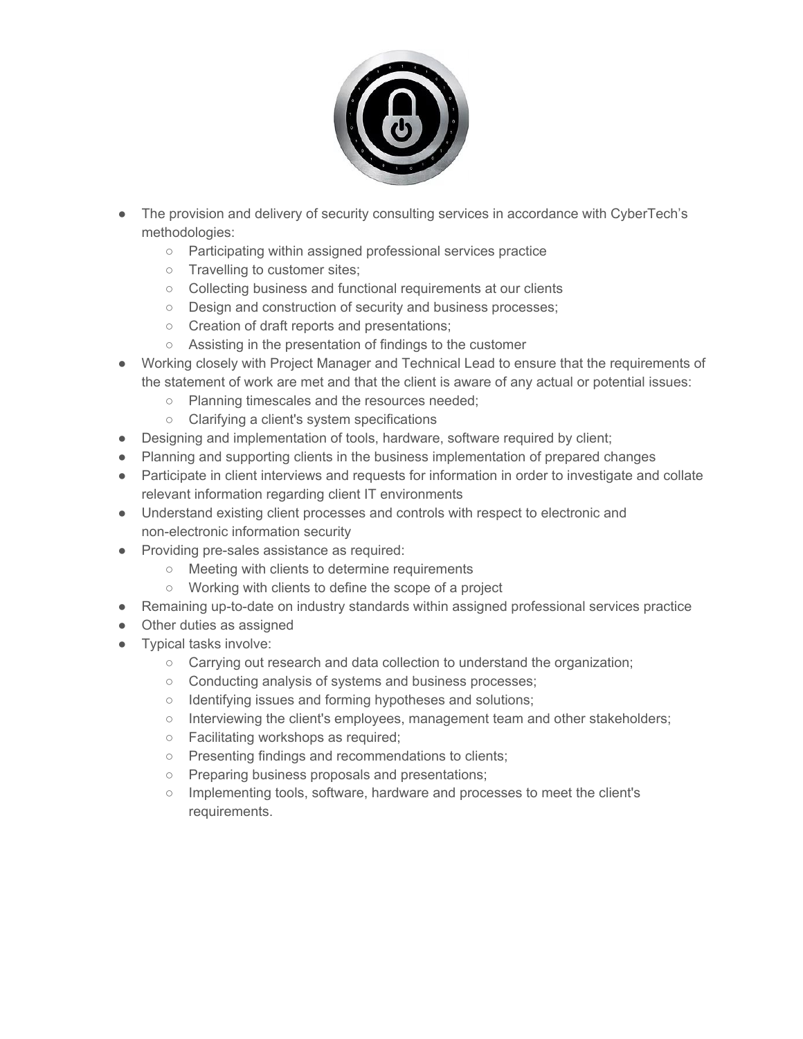- The provision and delivery of security consulting services in accordance with CyberTech's methodologies:
  - Participating within assigned professional services practice
  - Travelling to customer sites;
  - Collecting business and functional requirements at our clients
  - Design and construction of security and business processes;
  - Creation of draft reports and presentations;
  - Assisting in the presentation of findings to the customer
- Working closely with Project Manager and Technical Lead to ensure that the requirements of the statement of work are met and that the client is aware of any actual or potential issues:
  - Planning timescales and the resources needed;
  - Clarifying a client's system specifications
- Designing and implementation of tools, hardware, software required by client;
- Planning and supporting clients in the business implementation of prepared changes
- Participate in client interviews and requests for information in order to investigate and collate relevant information regarding client IT environments
- Understand existing client processes and controls with respect to electronic and non-electronic information security
- Providing pre-sales assistance as required:
  - Meeting with clients to determine requirements
  - Working with clients to define the scope of a project
- Remaining up-to-date on industry standards within assigned professional services practice
- Other duties as assigned
- Typical tasks involve:
  - Carrying out research and data collection to understand the organization;
  - Conducting analysis of systems and business processes;
  - Identifying issues and forming hypotheses and solutions;
  - Interviewing the client's employees, management team and other stakeholders;
  - Facilitating workshops as required;
  - Presenting findings and recommendations to clients;
  - Preparing business proposals and presentations;
  - Implementing tools, software, hardware and processes to meet the client's requirements.